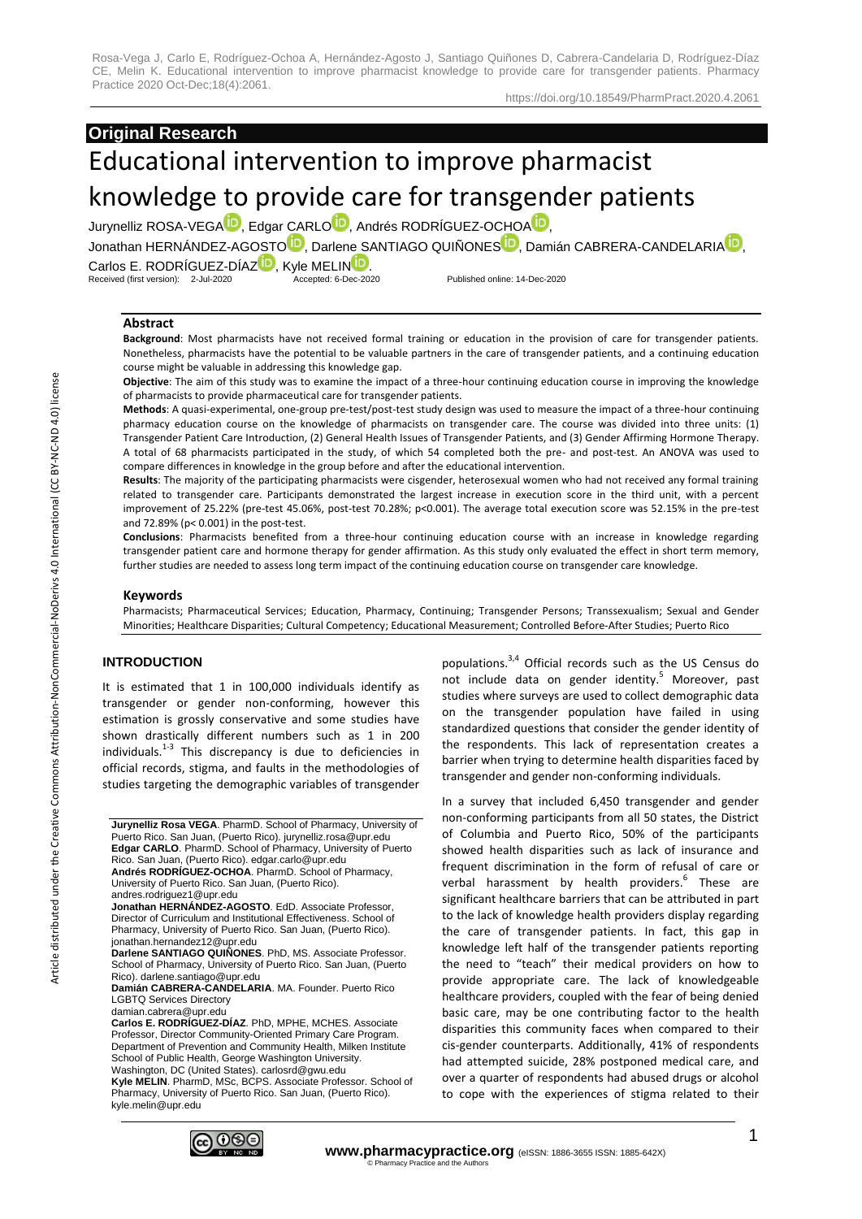**Original Research**

# Educational intervention to improve pharmacist knowledge to provide care for transgender patients

Jurynelliz ROSA-VEGA, Edgar CARLO, Andrés RODRÍGUEZ-OCHOA, Jonathan HERNÁNDEZ-AGOSTO, Darlene SANTIAGO QUIÑONES, Damián CABRERA-CANDELARIA, Carlos E. RODRÍGUEZ-DÍAZ, Kyle MELIN.

Received (first version): 2-Jul-2020 Accepted: 6-Dec-2020 Published online: 14-Dec-2020

## Abstract

**Background**: Most pharmacists have not received formal training or education in the provision of care for transgender patients. Nonetheless, pharmacists have the potential to be valuable partners in the care of transgender patients, and a continuing education course might be valuable in addressing this knowledge gap.

**Objective**: The aim of this study was to examine the impact of a three-hour continuing education course in improving the knowledge of pharmacists to provide pharmaceutical care for transgender patients.

**Methods**: A quasi-experimental, one-group pre-test/post-test study design was used to measure the impact of a three-hour continuing pharmacy education course on the knowledge of pharmacists on transgender care. The course was divided into three units: (1) Transgender Patient Care Introduction, (2) General Health Issues of Transgender Patients, and (3) Gender Affirming Hormone Therapy. A total of 68 pharmacists participated in the study, of which 54 completed both the pre- and post-test. An ANOVA was used to compare differences in knowledge in the group before and after the educational intervention.

**Results**: The majority of the participating pharmacists were cisgender, heterosexual women who had not received any formal training related to transgender care. Participants demonstrated the largest increase in execution score in the third unit, with a percent improvement of 25.22% (pre-test 45.06%, post-test 70.28%; p<0.001). The average total execution score was 52.15% in the pre-test and 72.89% (p< 0.001) in the post-test.

**Conclusions**: Pharmacists benefited from a three-hour continuing education course with an increase in knowledge regarding transgender patient care and hormone therapy for gender affirmation. As this study only evaluated the effect in short term memory, further studies are needed to assess long term impact of the continuing education course on transgender care knowledge.

### Keywords

Pharmacists; Pharmaceutical Services; Education, Pharmacy, Continuing; Transgender Persons; Transsexualism; Sexual and Gender Minorities; Healthcare Disparities; Cultural Competency; Educational Measurement; Controlled Before-After Studies; Puerto Rico

## INTRODUCTION

It is estimated that 1 in 100,000 individuals identify as transgender or gender non-conforming, however this estimation is grossly conservative and some studies have shown drastically different numbers such as 1 in 200 individuals.[1-3] This discrepancy is due to deficiencies in official records, stigma, and faults in the methodologies of studies targeting the demographic variables of transgender populations.[3,4] Official records such as the US Census do not include data on gender identity.[5] Moreover, past studies where surveys are used to collect demographic data on the transgender population have failed in using standardized questions that consider the gender identity of the respondents. This lack of representation creates a barrier when trying to determine health disparities faced by transgender and gender non-conforming individuals.

In a survey that included 6,450 transgender and gender non-conforming participants from all 50 states, the District of Columbia and Puerto Rico, 50% of the participants showed health disparities such as lack of insurance and frequent discrimination in the form of refusal of care or verbal harassment by health providers.[6] These are significant healthcare barriers that can be attributed in part to the lack of knowledge health providers display regarding the care of transgender patients. In fact, this gap in knowledge left half of the transgender patients reporting the need to "teach" their medical providers on how to provide appropriate care. The lack of knowledgeable healthcare providers, coupled with the fear of being denied basic care, may be one contributing factor to the health disparities this community faces when compared to their cis-gender counterparts. Additionally, 41% of respondents had attempted suicide, 28% postponed medical care, and over a quarter of respondents had abused drugs or alcohol to cope with the experiences of stigma related to their

---

**Jurynelliz Rosa VEGA**. PharmD. School of Pharmacy, University of Puerto Rico. San Juan, (Puerto Rico). jurynelliz.rosa@upr.edu

**Edgar CARLO**. PharmD. School of Pharmacy, University of Puerto Rico. San Juan, (Puerto Rico). edgar.carlo@upr.edu

**Andrés RODRÍGUEZ-OCHOA**. PharmD. School of Pharmacy, University of Puerto Rico. San Juan, (Puerto Rico). andres.rodriguez1@upr.edu

**Jonathan HERNÁNDEZ-AGOSTO**. EdD. Associate Professor, Director of Curriculum and Institutional Effectiveness. School of Pharmacy, University of Puerto Rico. San Juan, (Puerto Rico). jonathan.hernandez12@upr.edu

**Darlene SANTIAGO QUIÑONES**. PhD, MS. Associate Professor. School of Pharmacy, University of Puerto Rico. San Juan, (Puerto Rico). darlene.santiago@upr.edu

**Damián CABRERA-CANDELARIA**. MA. Founder. Puerto Rico LGBTQ Services Directory damian.cabrera@upr.edu

**Carlos E. RODRÍGUEZ-DÍAZ**. PhD, MPHE, MCHES. Associate Professor, Director Community-Oriented Primary Care Program. Department of Prevention and Community Health, Milken Institute School of Public Health, George Washington University. Washington, DC (United States). carlosrd@gwu.edu

**Kyle MELIN**. PharmD, MSc, BCPS. Associate Professor. School of Pharmacy, University of Puerto Rico. San Juan, (Puerto Rico). kyle.melin@upr.edu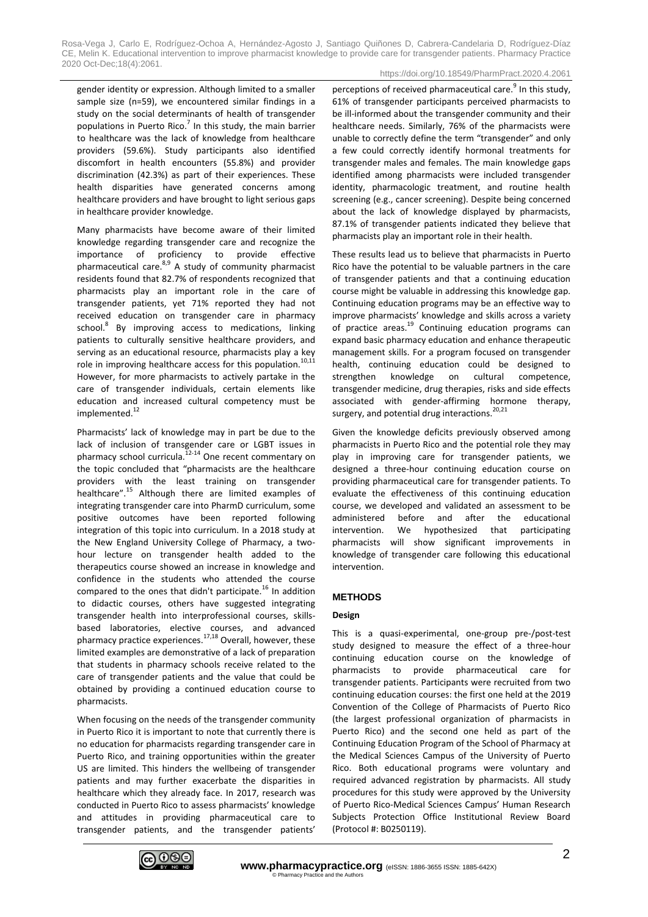gender identity or expression. Although limited to a smaller sample size (n=59), we encountered similar findings in a study on the social determinants of health of transgender populations in Puerto Rico.[7] In this study, the main barrier to healthcare was the lack of knowledge from healthcare providers (59.6%). Study participants also identified discomfort in health encounters (55.8%) and provider discrimination (42.3%) as part of their experiences. These health disparities have generated concerns among healthcare providers and have brought to light serious gaps in healthcare provider knowledge.

Many pharmacists have become aware of their limited knowledge regarding transgender care and recognize the importance of proficiency to provide effective pharmaceutical care.[8,9] A study of community pharmacist residents found that 82.7% of respondents recognized that pharmacists play an important role in the care of transgender patients, yet 71% reported they had not received education on transgender care in pharmacy school.[8] By improving access to medications, linking patients to culturally sensitive healthcare providers, and serving as an educational resource, pharmacists play a key role in improving healthcare access for this population.[10,11] However, for more pharmacists to actively partake in the care of transgender individuals, certain elements like education and increased cultural competency must be implemented.[12]

Pharmacists' lack of knowledge may in part be due to the lack of inclusion of transgender care or LGBT issues in pharmacy school curricula.[12-14] One recent commentary on the topic concluded that "pharmacists are the healthcare providers with the least training on transgender healthcare".[15] Although there are limited examples of integrating transgender care into PharmD curriculum, some positive outcomes have been reported following integration of this topic into curriculum. In a 2018 study at the New England University College of Pharmacy, a two-hour lecture on transgender health added to the therapeutics course showed an increase in knowledge and confidence in the students who attended the course compared to the ones that didn't participate.[16] In addition to didactic courses, others have suggested integrating transgender health into interprofessional courses, skills-based laboratories, elective courses, and advanced pharmacy practice experiences.[17,18] Overall, however, these limited examples are demonstrative of a lack of preparation that students in pharmacy schools receive related to the care of transgender patients and the value that could be obtained by providing a continued education course to pharmacists.

When focusing on the needs of the transgender community in Puerto Rico it is important to note that currently there is no education for pharmacists regarding transgender care in Puerto Rico, and training opportunities within the greater US are limited. This hinders the wellbeing of transgender patients and may further exacerbate the disparities in healthcare which they already face. In 2017, research was conducted in Puerto Rico to assess pharmacists' knowledge and attitudes in providing pharmaceutical care to transgender patients, and the transgender patients' perceptions of received pharmaceutical care.[9] In this study, 61% of transgender participants perceived pharmacists to be ill-informed about the transgender community and their healthcare needs. Similarly, 76% of the pharmacists were unable to correctly define the term "transgender" and only a few could correctly identify hormonal treatments for transgender males and females. The main knowledge gaps identified among pharmacists were included transgender identity, pharmacologic treatment, and routine health screening (e.g., cancer screening). Despite being concerned about the lack of knowledge displayed by pharmacists, 87.1% of transgender patients indicated they believe that pharmacists play an important role in their health.

These results lead us to believe that pharmacists in Puerto Rico have the potential to be valuable partners in the care of transgender patients and that a continuing education course might be valuable in addressing this knowledge gap. Continuing education programs may be an effective way to improve pharmacists' knowledge and skills across a variety of practice areas.[19] Continuing education programs can expand basic pharmacy education and enhance therapeutic management skills. For a program focused on transgender health, continuing education could be designed to strengthen knowledge on cultural competence, transgender medicine, drug therapies, risks and side effects associated with gender-affirming hormone therapy, surgery, and potential drug interactions.[20,21]

Given the knowledge deficits previously observed among pharmacists in Puerto Rico and the potential role they may play in improving care for transgender patients, we designed a three-hour continuing education course on providing pharmaceutical care for transgender patients. To evaluate the effectiveness of this continuing education course, we developed and validated an assessment to be administered before and after the educational intervention. We hypothesized that participating pharmacists will show significant improvements in knowledge of transgender care following this educational intervention.

## METHODS

### Design

This is a quasi-experimental, one-group pre-/post-test study designed to measure the effect of a three-hour continuing education course on the knowledge of pharmacists to provide pharmaceutical care for transgender patients. Participants were recruited from two continuing education courses: the first one held at the 2019 Convention of the College of Pharmacists of Puerto Rico (the largest professional organization of pharmacists in Puerto Rico) and the second one held as part of the Continuing Education Program of the School of Pharmacy at the Medical Sciences Campus of the University of Puerto Rico. Both educational programs were voluntary and required advanced registration by pharmacists. All study procedures for this study were approved by the University of Puerto Rico-Medical Sciences Campus' Human Research Subjects Protection Office Institutional Review Board (Protocol #: B0250119).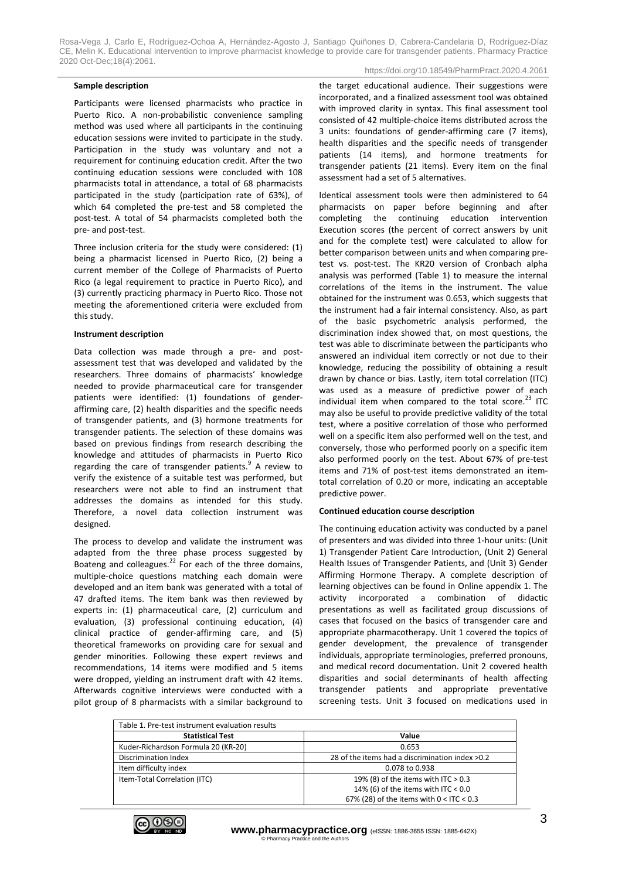### Sample description

Participants were licensed pharmacists who practice in Puerto Rico. A non-probabilistic convenience sampling method was used where all participants in the continuing education sessions were invited to participate in the study. Participation in the study was voluntary and not a requirement for continuing education credit. After the two continuing education sessions were concluded with 108 pharmacists total in attendance, a total of 68 pharmacists participated in the study (participation rate of 63%), of which 64 completed the pre-test and 58 completed the post-test. A total of 54 pharmacists completed both the pre- and post-test.

Three inclusion criteria for the study were considered: (1) being a pharmacist licensed in Puerto Rico, (2) being a current member of the College of Pharmacists of Puerto Rico (a legal requirement to practice in Puerto Rico), and (3) currently practicing pharmacy in Puerto Rico. Those not meeting the aforementioned criteria were excluded from this study.

### Instrument description

Data collection was made through a pre- and post-assessment test that was developed and validated by the researchers. Three domains of pharmacists' knowledge needed to provide pharmaceutical care for transgender patients were identified: (1) foundations of gender-affirming care, (2) health disparities and the specific needs of transgender patients, and (3) hormone treatments for transgender patients. The selection of these domains was based on previous findings from research describing the knowledge and attitudes of pharmacists in Puerto Rico regarding the care of transgender patients.[9] A review to verify the existence of a suitable test was performed, but researchers were not able to find an instrument that addresses the domains as intended for this study. Therefore, a novel data collection instrument was designed.

The process to develop and validate the instrument was adapted from the three phase process suggested by Boateng and colleagues.[22] For each of the three domains, multiple-choice questions matching each domain were developed and an item bank was generated with a total of 47 drafted items. The item bank was then reviewed by experts in: (1) pharmaceutical care, (2) curriculum and evaluation, (3) professional continuing education, (4) clinical practice of gender-affirming care, and (5) theoretical frameworks on providing care for sexual and gender minorities. Following these expert reviews and recommendations, 14 items were modified and 5 items were dropped, yielding an instrument draft with 42 items. Afterwards cognitive interviews were conducted with a pilot group of 8 pharmacists with a similar background to the target educational audience. Their suggestions were incorporated, and a finalized assessment tool was obtained with improved clarity in syntax. This final assessment tool consisted of 42 multiple-choice items distributed across the 3 units: foundations of gender-affirming care (7 items), health disparities and the specific needs of transgender patients (14 items), and hormone treatments for transgender patients (21 items). Every item on the final assessment had a set of 5 alternatives.

Identical assessment tools were then administered to 64 pharmacists on paper before beginning and after completing the continuing education intervention Execution scores (the percent of correct answers by unit and for the complete test) were calculated to allow for better comparison between units and when comparing pre-test vs. post-test. The KR20 version of Cronbach alpha analysis was performed (Table 1) to measure the internal correlations of the items in the instrument. The value obtained for the instrument was 0.653, which suggests that the instrument had a fair internal consistency. Also, as part of the basic psychometric analysis performed, the discrimination index showed that, on most questions, the test was able to discriminate between the participants who answered an individual item correctly or not due to their knowledge, reducing the possibility of obtaining a result drawn by chance or bias. Lastly, item total correlation (ITC) was used as a measure of predictive power of each individual item when compared to the total score.[23] ITC may also be useful to provide predictive validity of the total test, where a positive correlation of those who performed well on a specific item also performed well on the test, and conversely, those who performed poorly on a specific item also performed poorly on the test. About 67% of pre-test items and 71% of post-test items demonstrated an item-total correlation of 0.20 or more, indicating an acceptable predictive power.

### Continued education course description

The continuing education activity was conducted by a panel of presenters and was divided into three 1-hour units: (Unit 1) Transgender Patient Care Introduction, (Unit 2) General Health Issues of Transgender Patients, and (Unit 3) Gender Affirming Hormone Therapy. A complete description of learning objectives can be found in Online appendix 1. The activity incorporated a combination of didactic presentations as well as facilitated group discussions of cases that focused on the basics of transgender care and appropriate pharmacotherapy. Unit 1 covered the topics of gender development, the prevalence of transgender individuals, appropriate terminologies, preferred pronouns, and medical record documentation. Unit 2 covered health disparities and social determinants of health affecting transgender patients and appropriate preventative screening tests. Unit 3 focused on medications used in

Table 1. Pre-test instrument evaluation results

| Statistical Test | Value |
|---|---|
| Kuder-Richardson Formula 20 (KR-20) | 0.653 |
| Discrimination Index | 28 of the items had a discrimination index >0.2 |
| Item difficulty index | 0.078 to 0.938 |
| Item-Total Correlation (ITC) | 19% (8) of the items with ITC > 0.3<br>14% (6) of the items with ITC < 0.0<br>67% (28) of the items with 0 < ITC < 0.3 |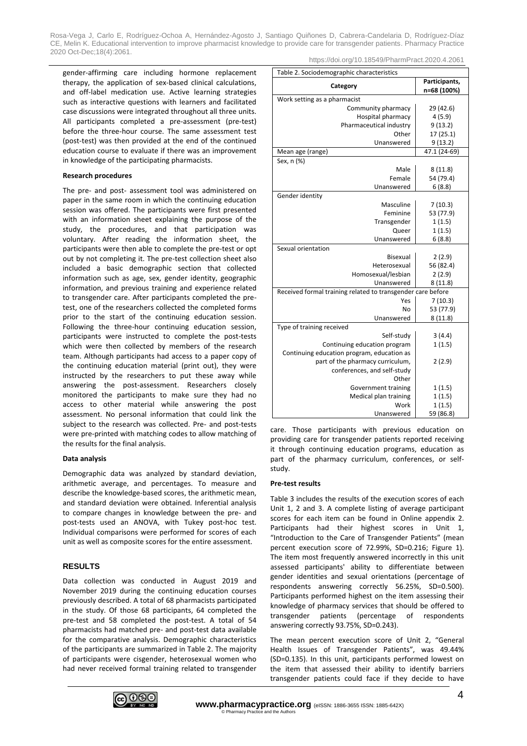gender-affirming care including hormone replacement therapy, the application of sex-based clinical calculations, and off-label medication use. Active learning strategies such as interactive questions with learners and facilitated case discussions were integrated throughout all three units. All participants completed a pre-assessment (pre-test) before the three-hour course. The same assessment test (post-test) was then provided at the end of the continued education course to evaluate if there was an improvement in knowledge of the participating pharmacists.

**Research procedures**

The pre- and post- assessment tool was administered on paper in the same room in which the continuing education session was offered. The participants were first presented with an information sheet explaining the purpose of the study, the procedures, and that participation was voluntary. After reading the information sheet, the participants were then able to complete the pre-test or opt out by not completing it. The pre-test collection sheet also included a basic demographic section that collected information such as age, sex, gender identity, geographic information, and previous training and experience related to transgender care. After participants completed the pre-test, one of the researchers collected the completed forms prior to the start of the continuing education session. Following the three-hour continuing education session, participants were instructed to complete the post-tests which were then collected by members of the research team. Although participants had access to a paper copy of the continuing education material (print out), they were instructed by the researchers to put these away while answering the post-assessment. Researchers closely monitored the participants to make sure they had no access to other material while answering the post assessment. No personal information that could link the subject to the research was collected. Pre- and post-tests were pre-printed with matching codes to allow matching of the results for the final analysis.

**Data analysis**

Demographic data was analyzed by standard deviation, arithmetic average, and percentages. To measure and describe the knowledge-based scores, the arithmetic mean, and standard deviation were obtained. Inferential analysis to compare changes in knowledge between the pre- and post-tests used an ANOVA, with Tukey post-hoc test. Individual comparisons were performed for scores of each unit as well as composite scores for the entire assessment.

## RESULTS

Data collection was conducted in August 2019 and November 2019 during the continuing education courses previously described. A total of 68 pharmacists participated in the study. Of those 68 participants, 64 completed the pre-test and 58 completed the post-test. A total of 54 pharmacists had matched pre- and post-test data available for the comparative analysis. Demographic characteristics of the participants are summarized in Table 2. The majority of participants were cisgender, heterosexual women who had never received formal training related to transgender care. Those participants with previous education on providing care for transgender patients reported receiving it through continuing education programs, education as part of the pharmacy curriculum, conferences, or self-study.

Table 2. Sociodemographic characteristics

| Category | Participants, n=68 (100%) |
|---|---|
| Work setting as a pharmacist | |
| Community pharmacy | 29 (42.6) |
| Hospital pharmacy | 4 (5.9) |
| Pharmaceutical industry | 9 (13.2) |
| Other | 17 (25.1) |
| Unanswered | 9 (13.2) |
| Mean age (range) | 47.1 (24-69) |
| Sex, n (%) | |
| Male | 8 (11.8) |
| Female | 54 (79.4) |
| Unanswered | 6 (8.8) |
| Gender identity | |
| Masculine | 7 (10.3) |
| Feminine | 53 (77.9) |
| Transgender | 1 (1.5) |
| Queer | 1 (1.5) |
| Unanswered | 6 (8.8) |
| Sexual orientation | |
| Bisexual | 2 (2.9) |
| Heterosexual | 56 (82.4) |
| Homosexual/lesbian | 2 (2.9) |
| Unanswered | 8 (11.8) |
| Received formal training related to transgender care before | |
| Yes | 7 (10.3) |
| No | 53 (77.9) |
| Unanswered | 8 (11.8) |
| Type of training received | |
| Self-study | 3 (4.4) |
| Continuing education program | 1 (1.5) |
| Continuing education program, education as part of the pharmacy curriculum, conferences, and self-study | 2 (2.9) |
| Other | |
| Government training | 1 (1.5) |
| Medical plan training | 1 (1.5) |
| Work | 1 (1.5) |
| Unanswered | 59 (86.8) |

**Pre-test results**

Table 3 includes the results of the execution scores of each Unit 1, 2 and 3. A complete listing of average participant scores for each item can be found in Online appendix 2. Participants had their highest scores in Unit 1, "Introduction to the Care of Transgender Patients" (mean percent execution score of 72.99%, SD=0.216; Figure 1). The item most frequently answered incorrectly in this unit assessed participants' ability to differentiate between gender identities and sexual orientations (percentage of respondents answering correctly 56.25%, SD=0.500). Participants performed highest on the item assessing their knowledge of pharmacy services that should be offered to transgender patients (percentage of respondents answering correctly 93.75%, SD=0.243).

The mean percent execution score of Unit 2, "General Health Issues of Transgender Patients", was 49.44% (SD=0.135). In this unit, participants performed lowest on the item that assessed their ability to identify barriers transgender patients could face if they decide to have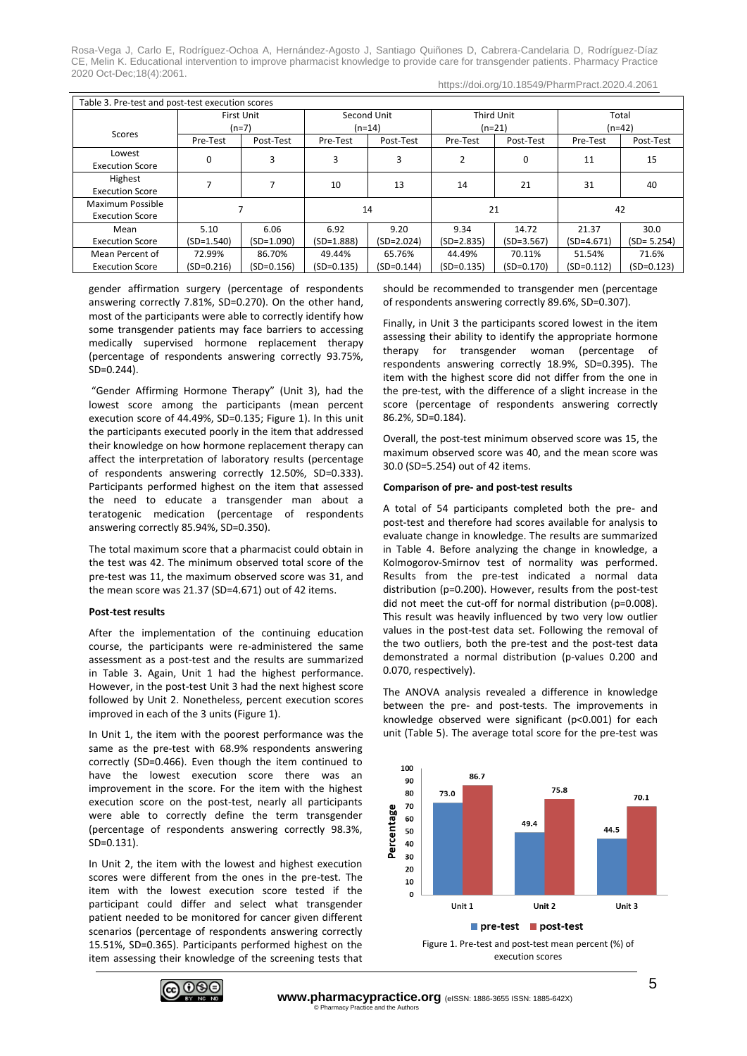Table 3. Pre-test and post-test execution scores

| Scores | First Unit (n=7) | | Second Unit (n=14) | | Third Unit (n=21) | | Total (n=42) | |
|---|---|---|---|---|---|---|---|---|
| | Pre-Test | Post-Test | Pre-Test | Post-Test | Pre-Test | Post-Test | Pre-Test | Post-Test |
| Lowest Execution Score | 0 | 3 | 3 | 3 | 2 | 0 | 11 | 15 |
| Highest Execution Score | 7 | 7 | 10 | 13 | 14 | 21 | 31 | 40 |
| Maximum Possible Execution Score | 7 | | 14 | | 21 | | 42 | |
| Mean Execution Score | 5.10 (SD=1.540) | 6.06 (SD=1.090) | 6.92 (SD=1.888) | 9.20 (SD=2.024) | 9.34 (SD=2.835) | 14.72 (SD=3.567) | 21.37 (SD=4.671) | 30.0 (SD= 5.254) |
| Mean Percent of Execution Score | 72.99% (SD=0.216) | 86.70% (SD=0.156) | 49.44% (SD=0.135) | 65.76% (SD=0.144) | 44.49% (SD=0.135) | 70.11% (SD=0.170) | 51.54% (SD=0.112) | 71.6% (SD=0.123) |

gender affirmation surgery (percentage of respondents answering correctly 7.81%, SD=0.270). On the other hand, most of the participants were able to correctly identify how some transgender patients may face barriers to accessing medically supervised hormone replacement therapy (percentage of respondents answering correctly 93.75%, SD=0.244).

"Gender Affirming Hormone Therapy" (Unit 3), had the lowest score among the participants (mean percent execution score of 44.49%, SD=0.135; Figure 1). In this unit the participants executed poorly in the item that addressed their knowledge on how hormone replacement therapy can affect the interpretation of laboratory results (percentage of respondents answering correctly 12.50%, SD=0.333). Participants performed highest on the item that assessed the need to educate a transgender man about a teratogenic medication (percentage of respondents answering correctly 85.94%, SD=0.350).

The total maximum score that a pharmacist could obtain in the test was 42. The minimum observed total score of the pre-test was 11, the maximum observed score was 31, and the mean score was 21.37 (SD=4.671) out of 42 items.

**Post-test results**

After the implementation of the continuing education course, the participants were re-administered the same assessment as a post-test and the results are summarized in Table 3. Again, Unit 1 had the highest performance. However, in the post-test Unit 3 had the next highest score followed by Unit 2. Nonetheless, percent execution scores improved in each of the 3 units (Figure 1).

In Unit 1, the item with the poorest performance was the same as the pre-test with 68.9% respondents answering correctly (SD=0.466). Even though the item continued to have the lowest execution score there was an improvement in the score. For the item with the highest execution score on the post-test, nearly all participants were able to correctly define the term transgender (percentage of respondents answering correctly 98.3%, SD=0.131).

In Unit 2, the item with the lowest and highest execution scores were different from the ones in the pre-test. The item with the lowest execution score tested if the participant could differ and select what transgender patient needed to be monitored for cancer given different scenarios (percentage of respondents answering correctly 15.51%, SD=0.365). Participants performed highest on the item assessing their knowledge of the screening tests that should be recommended to transgender men (percentage of respondents answering correctly 89.6%, SD=0.307).

Finally, in Unit 3 the participants scored lowest in the item assessing their ability to identify the appropriate hormone therapy for transgender woman (percentage of respondents answering correctly 18.9%, SD=0.395). The item with the highest score did not differ from the one in the pre-test, with the difference of a slight increase in the score (percentage of respondents answering correctly 86.2%, SD=0.184).

Overall, the post-test minimum observed score was 15, the maximum observed score was 40, and the mean score was 30.0 (SD=5.254) out of 42 items.

**Comparison of pre- and post-test results**

A total of 54 participants completed both the pre- and post-test and therefore had scores available for analysis to evaluate change in knowledge. The results are summarized in Table 4. Before analyzing the change in knowledge, a Kolmogorov-Smirnov test of normality was performed. Results from the pre-test indicated a normal data distribution (p=0.200). However, results from the post-test did not meet the cut-off for normal distribution (p=0.008). This result was heavily influenced by two very low outlier values in the post-test data set. Following the removal of the two outliers, both the pre-test and the post-test data demonstrated a normal distribution (p-values 0.200 and 0.070, respectively).

The ANOVA analysis revealed a difference in knowledge between the pre- and post-tests. The improvements in knowledge observed were significant ($p<0.001$) for each unit (Table 5). The average total score for the pre-test was

| | Unit 1 | Unit 2 | Unit 3 |
|---|---|---|---|
| pre-test | 73.0 | 49.4 | 44.5 |
| post-test | 86.7 | 75.8 | 70.1 |

Figure 1. Pre-test and post-test mean percent (%) of execution scores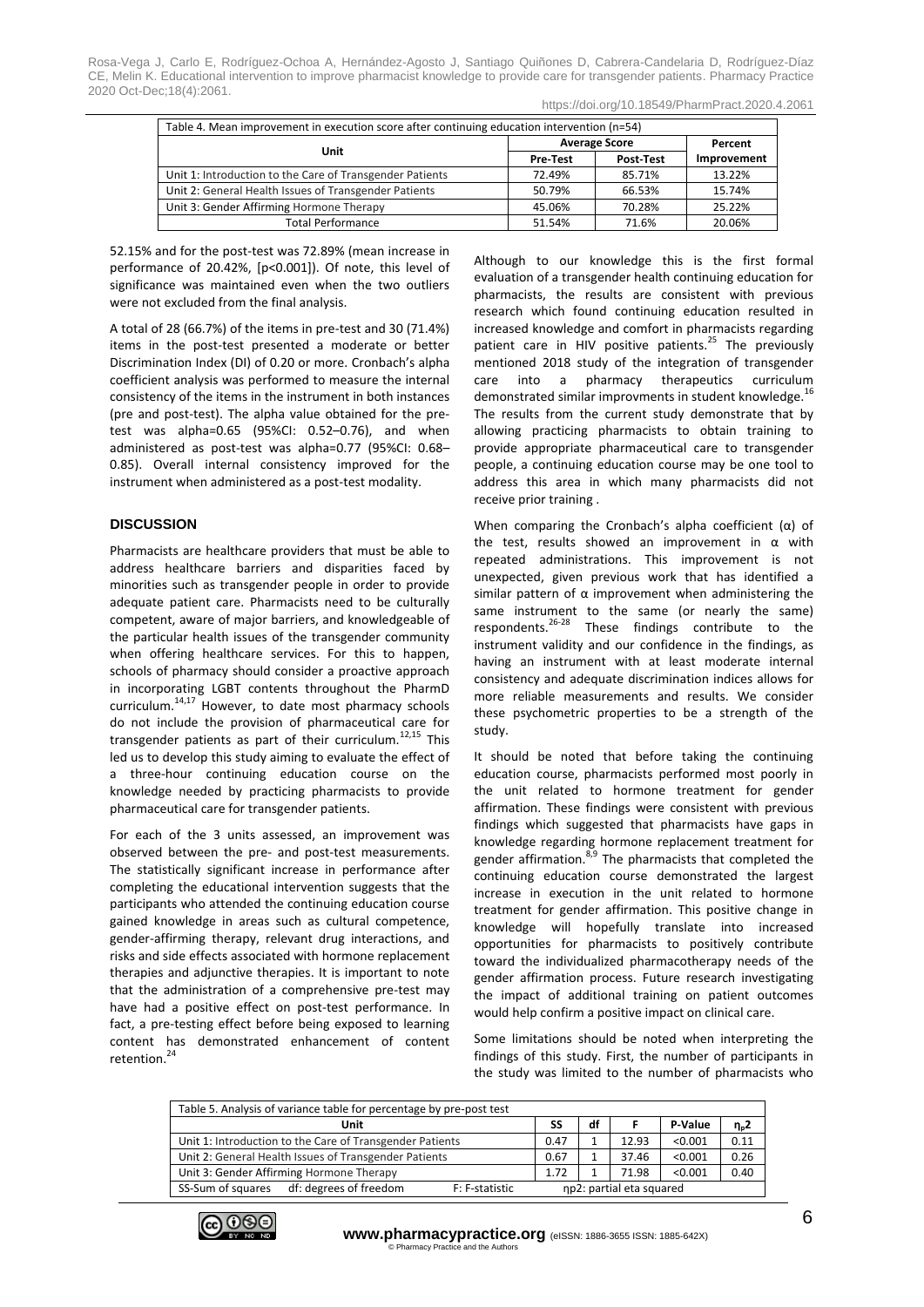Table 4. Mean improvement in execution score after continuing education intervention (n=54)

| Unit | Average Score | | Percent Improvement |
|---|---|---|---|
| | Pre-Test | Post-Test | |
| Unit 1: Introduction to the Care of Transgender Patients | 72.49% | 85.71% | 13.22% |
| Unit 2: General Health Issues of Transgender Patients | 50.79% | 66.53% | 15.74% |
| Unit 3: Gender Affirming Hormone Therapy | 45.06% | 70.28% | 25.22% |
| Total Performance | 51.54% | 71.6% | 20.06% |

52.15% and for the post-test was 72.89% (mean increase in performance of 20.42%, [p<0.001]). Of note, this level of significance was maintained even when the two outliers were not excluded from the final analysis.

A total of 28 (66.7%) of the items in pre-test and 30 (71.4%) items in the post-test presented a moderate or better Discrimination Index (DI) of 0.20 or more. Cronbach's alpha coefficient analysis was performed to measure the internal consistency of the items in the instrument in both instances (pre and post-test). The alpha value obtained for the pre-test was alpha=0.65 (95%CI: 0.52–0.76), and when administered as post-test was alpha=0.77 (95%CI: 0.68–0.85). Overall internal consistency improved for the instrument when administered as a post-test modality.

## DISCUSSION

Pharmacists are healthcare providers that must be able to address healthcare barriers and disparities faced by minorities such as transgender people in order to provide adequate patient care. Pharmacists need to be culturally competent, aware of major barriers, and knowledgeable of the particular health issues of the transgender community when offering healthcare services. For this to happen, schools of pharmacy should consider a proactive approach in incorporating LGBT contents throughout the PharmD curriculum.[14,17] However, to date most pharmacy schools do not include the provision of pharmaceutical care for transgender patients as part of their curriculum.[12,15] This led us to develop this study aiming to evaluate the effect of a three-hour continuing education course on the knowledge needed by practicing pharmacists to provide pharmaceutical care for transgender patients.

For each of the 3 units assessed, an improvement was observed between the pre- and post-test measurements. The statistically significant increase in performance after completing the educational intervention suggests that the participants who attended the continuing education course gained knowledge in areas such as cultural competence, gender-affirming therapy, relevant drug interactions, and risks and side effects associated with hormone replacement therapies and adjunctive therapies. It is important to note that the administration of a comprehensive pre-test may have had a positive effect on post-test performance. In fact, a pre-testing effect before being exposed to learning content has demonstrated enhancement of content retention.[24]

Although to our knowledge this is the first formal evaluation of a transgender health continuing education for pharmacists, the results are consistent with previous research which found continuing education resulted in increased knowledge and comfort in pharmacists regarding patient care in HIV positive patients.[25] The previously mentioned 2018 study of the integration of transgender care into a pharmacy therapeutics curriculum demonstrated similar improvments in student knowledge.[16] The results from the current study demonstrate that by allowing practicing pharmacists to obtain training to provide appropriate pharmaceutical care to transgender people, a continuing education course may be one tool to address this area in which many pharmacists did not receive prior training .

When comparing the Cronbach's alpha coefficient (α) of the test, results showed an improvement in α with repeated administrations. This improvement is not unexpected, given previous work that has identified a similar pattern of α improvement when administering the same instrument to the same (or nearly the same) respondents.[26-28] These findings contribute to the instrument validity and our confidence in the findings, as having an instrument with at least moderate internal consistency and adequate discrimination indices allows for more reliable measurements and results. We consider these psychometric properties to be a strength of the study.

It should be noted that before taking the continuing education course, pharmacists performed most poorly in the unit related to hormone treatment for gender affirmation. These findings were consistent with previous findings which suggested that pharmacists have gaps in knowledge regarding hormone replacement treatment for gender affirmation.[8,9] The pharmacists that completed the continuing education course demonstrated the largest increase in execution in the unit related to hormone treatment for gender affirmation. This positive change in knowledge will hopefully translate into increased opportunities for pharmacists to positively contribute toward the individualized pharmacotherapy needs of the gender affirmation process. Future research investigating the impact of additional training on patient outcomes would help confirm a positive impact on clinical care.

Some limitations should be noted when interpreting the findings of this study. First, the number of participants in the study was limited to the number of pharmacists who

Table 5. Analysis of variance table for percentage by pre-post test

| Unit | SS | df | F | P-Value | $\eta_p2$ |
|---|---|---|---|---|---|
| Unit 1: Introduction to the Care of Transgender Patients | 0.47 | 1 | 12.93 | <0.001 | 0.11 |
| Unit 2: General Health Issues of Transgender Patients | 0.67 | 1 | 37.46 | <0.001 | 0.26 |
| Unit 3: Gender Affirming Hormone Therapy | 1.72 | 1 | 71.98 | <0.001 | 0.40 |

SS-Sum of squares df: degrees of freedom F: F-statistic ηp2: partial eta squared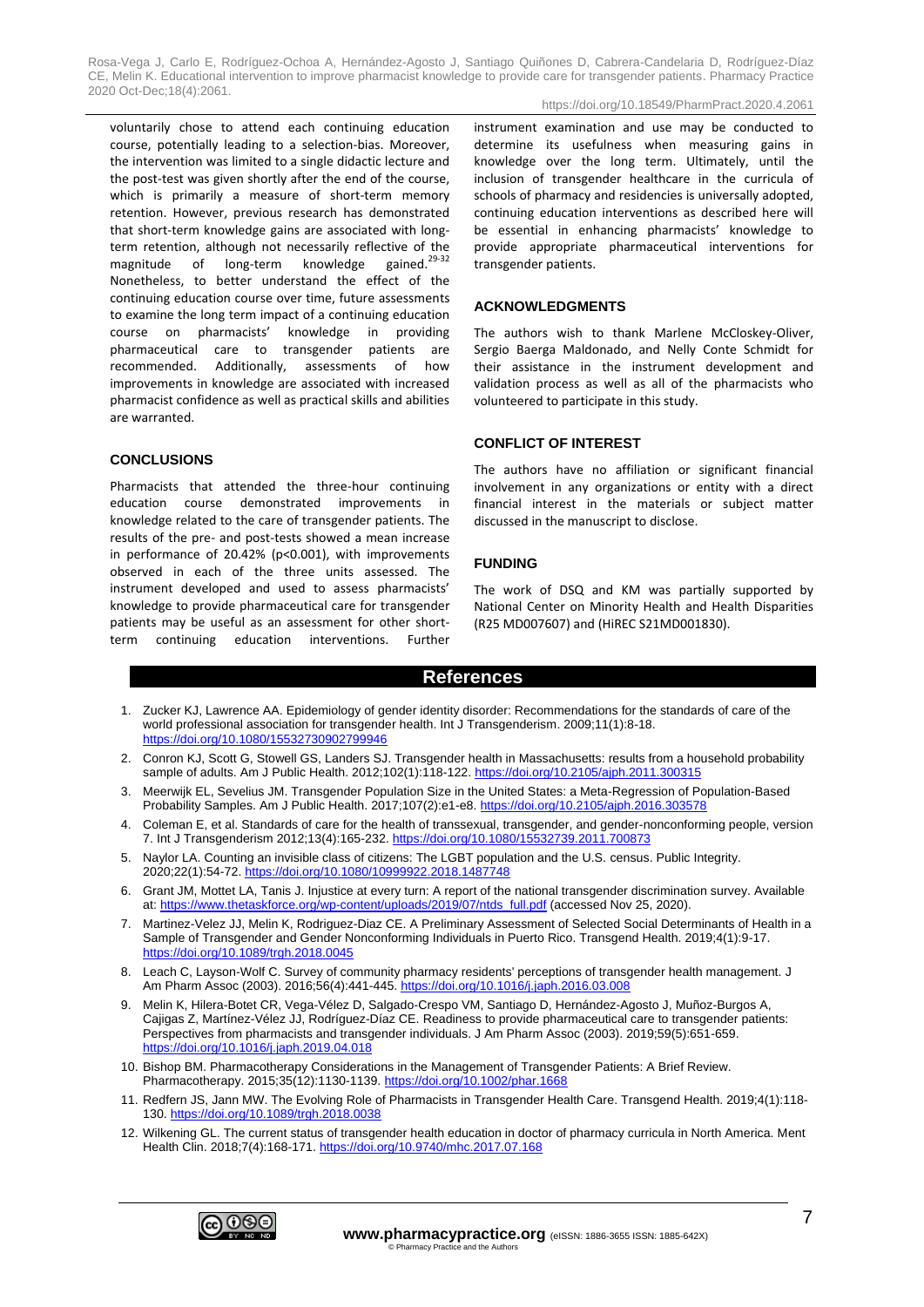voluntarily chose to attend each continuing education course, potentially leading to a selection-bias. Moreover, the intervention was limited to a single didactic lecture and the post-test was given shortly after the end of the course, which is primarily a measure of short-term memory retention. However, previous research has demonstrated that short-term knowledge gains are associated with long-term retention, although not necessarily reflective of the magnitude of long-term knowledge gained.[29-32] Nonetheless, to better understand the effect of the continuing education course over time, future assessments to examine the long term impact of a continuing education course on pharmacists' knowledge in providing pharmaceutical care to transgender patients are recommended. Additionally, assessments of how improvements in knowledge are associated with increased pharmacist confidence as well as practical skills and abilities are warranted.

## CONCLUSIONS

Pharmacists that attended the three-hour continuing education course demonstrated improvements in knowledge related to the care of transgender patients. The results of the pre- and post-tests showed a mean increase in performance of 20.42% ($p<0.001$), with improvements observed in each of the three units assessed. The instrument developed and used to assess pharmacists' knowledge to provide pharmaceutical care for transgender patients may be useful as an assessment for other short-term continuing education interventions. Further instrument examination and use may be conducted to determine its usefulness when measuring gains in knowledge over the long term. Ultimately, until the inclusion of transgender healthcare in the curricula of schools of pharmacy and residencies is universally adopted, continuing education interventions as described here will be essential in enhancing pharmacists' knowledge to provide appropriate pharmaceutical interventions for transgender patients.

## ACKNOWLEDGMENTS

The authors wish to thank Marlene McCloskey-Oliver, Sergio Baerga Maldonado, and Nelly Conte Schmidt for their assistance in the instrument development and validation process as well as all of the pharmacists who volunteered to participate in this study.

## CONFLICT OF INTEREST

The authors have no affiliation or significant financial involvement in any organizations or entity with a direct financial interest in the materials or subject matter discussed in the manuscript to disclose.

## FUNDING

The work of DSQ and KM was partially supported by National Center on Minority Health and Health Disparities (R25 MD007607) and (HiREC S21MD001830).

## References

1. Zucker KJ, Lawrence AA. Epidemiology of gender identity disorder: Recommendations for the standards of care of the world professional association for transgender health. Int J Transgenderism. 2009;11(1):8-18. https://doi.org/10.1080/15532730902799946
2. Conron KJ, Scott G, Stowell GS, Landers SJ. Transgender health in Massachusetts: results from a household probability sample of adults. Am J Public Health. 2012;102(1):118-122. https://doi.org/10.2105/ajph.2011.300315
3. Meerwijk EL, Sevelius JM. Transgender Population Size in the United States: a Meta-Regression of Population-Based Probability Samples. Am J Public Health. 2017;107(2):e1-e8. https://doi.org/10.2105/ajph.2016.303578
4. Coleman E, et al. Standards of care for the health of transsexual, transgender, and gender-nonconforming people, version 7. Int J Transgenderism 2012;13(4):165-232. https://doi.org/10.1080/15532739.2011.700873
5. Naylor LA. Counting an invisible class of citizens: The LGBT population and the U.S. census. Public Integrity. 2020;22(1):54-72. https://doi.org/10.1080/10999922.2018.1487748
6. Grant JM, Mottet LA, Tanis J. Injustice at every turn: A report of the national transgender discrimination survey. Available at: https://www.thetaskforce.org/wp-content/uploads/2019/07/ntds_full.pdf (accessed Nov 25, 2020).
7. Martinez-Velez JJ, Melin K, Rodriguez-Diaz CE. A Preliminary Assessment of Selected Social Determinants of Health in a Sample of Transgender and Gender Nonconforming Individuals in Puerto Rico. Transgend Health. 2019;4(1):9-17. https://doi.org/10.1089/trgh.2018.0045
8. Leach C, Layson-Wolf C. Survey of community pharmacy residents' perceptions of transgender health management. J Am Pharm Assoc (2003). 2016;56(4):441-445. https://doi.org/10.1016/j.japh.2016.03.008
9. Melin K, Hilera-Botet CR, Vega-Vélez D, Salgado-Crespo VM, Santiago D, Hernández-Agosto J, Muñoz-Burgos A, Cajigas Z, Martínez-Vélez JJ, Rodríguez-Díaz CE. Readiness to provide pharmaceutical care to transgender patients: Perspectives from pharmacists and transgender individuals. J Am Pharm Assoc (2003). 2019;59(5):651-659. https://doi.org/10.1016/j.japh.2019.04.018
10. Bishop BM. Pharmacotherapy Considerations in the Management of Transgender Patients: A Brief Review. Pharmacotherapy. 2015;35(12):1130-1139. https://doi.org/10.1002/phar.1668
11. Redfern JS, Jann MW. The Evolving Role of Pharmacists in Transgender Health Care. Transgend Health. 2019;4(1):118-130. https://doi.org/10.1089/trgh.2018.0038
12. Wilkening GL. The current status of transgender health education in doctor of pharmacy curricula in North America. Ment Health Clin. 2018;7(4):168-171. https://doi.org/10.9740/mhc.2017.07.168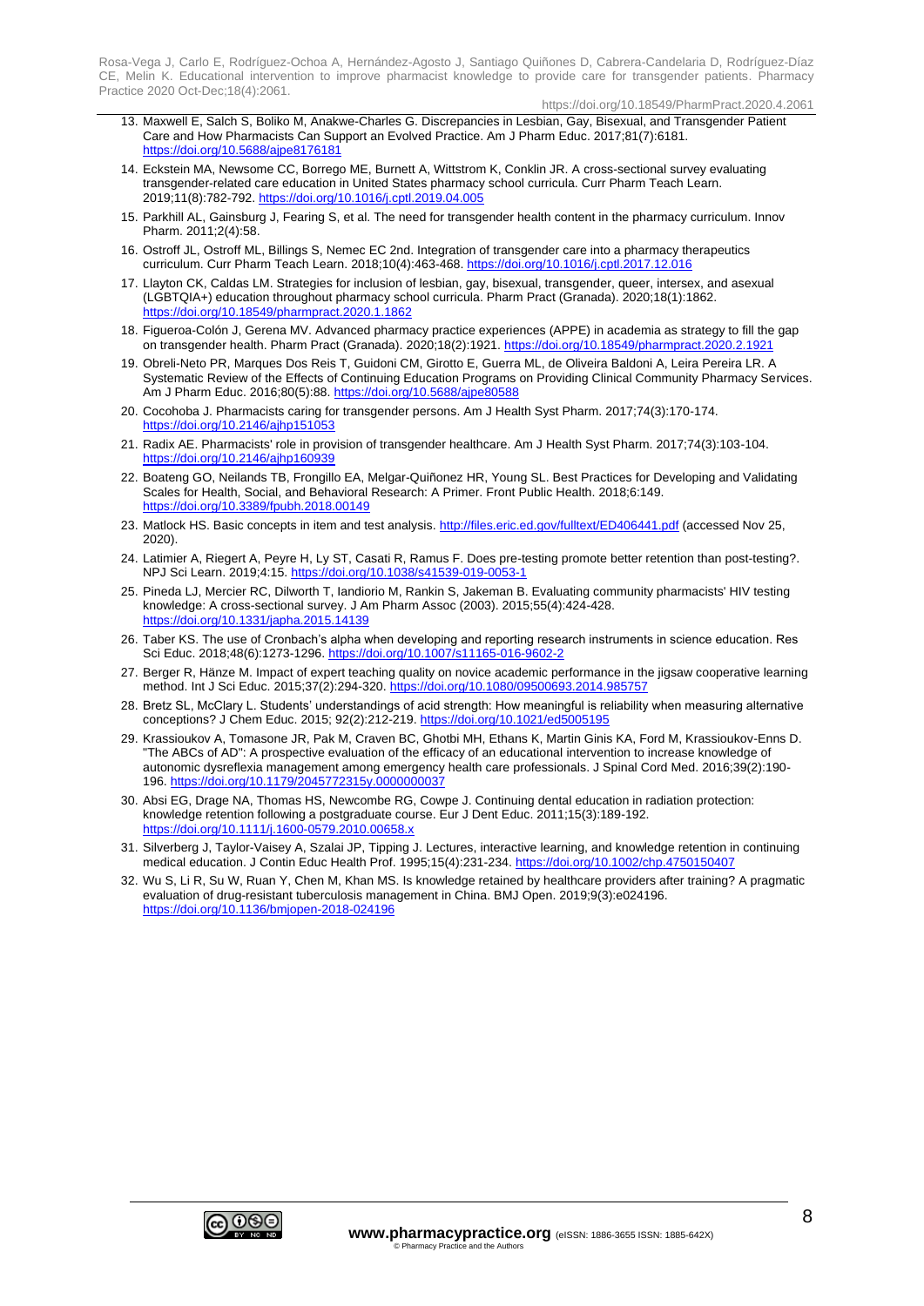13. Maxwell E, Salch S, Boliko M, Anakwe-Charles G. Discrepancies in Lesbian, Gay, Bisexual, and Transgender Patient Care and How Pharmacists Can Support an Evolved Practice. Am J Pharm Educ. 2017;81(7):6181. https://doi.org/10.5688/ajpe8176181
14. Eckstein MA, Newsome CC, Borrego ME, Burnett A, Wittstrom K, Conklin JR. A cross-sectional survey evaluating transgender-related care education in United States pharmacy school curricula. Curr Pharm Teach Learn. 2019;11(8):782-792. https://doi.org/10.1016/j.cptl.2019.04.005
15. Parkhill AL, Gainsburg J, Fearing S, et al. The need for transgender health content in the pharmacy curriculum. Innov Pharm. 2011;2(4):58.
16. Ostroff JL, Ostroff ML, Billings S, Nemec EC 2nd. Integration of transgender care into a pharmacy therapeutics curriculum. Curr Pharm Teach Learn. 2018;10(4):463-468. https://doi.org/10.1016/j.cptl.2017.12.016
17. Llayton CK, Caldas LM. Strategies for inclusion of lesbian, gay, bisexual, transgender, queer, intersex, and asexual (LGBTQIA+) education throughout pharmacy school curricula. Pharm Pract (Granada). 2020;18(1):1862. https://doi.org/10.18549/pharmpract.2020.1.1862
18. Figueroa-Colón J, Gerena MV. Advanced pharmacy practice experiences (APPE) in academia as strategy to fill the gap on transgender health. Pharm Pract (Granada). 2020;18(2):1921. https://doi.org/10.18549/pharmpract.2020.2.1921
19. Obreli-Neto PR, Marques Dos Reis T, Guidoni CM, Girotto E, Guerra ML, de Oliveira Baldoni A, Leira Pereira LR. A Systematic Review of the Effects of Continuing Education Programs on Providing Clinical Community Pharmacy Services. Am J Pharm Educ. 2016;80(5):88. https://doi.org/10.5688/ajpe80588
20. Cocohoba J. Pharmacists caring for transgender persons. Am J Health Syst Pharm. 2017;74(3):170-174. https://doi.org/10.2146/ajhp151053
21. Radix AE. Pharmacists' role in provision of transgender healthcare. Am J Health Syst Pharm. 2017;74(3):103-104. https://doi.org/10.2146/ajhp160939
22. Boateng GO, Neilands TB, Frongillo EA, Melgar-Quiñonez HR, Young SL. Best Practices for Developing and Validating Scales for Health, Social, and Behavioral Research: A Primer. Front Public Health. 2018;6:149. https://doi.org/10.3389/fpubh.2018.00149
23. Matlock HS. Basic concepts in item and test analysis. http://files.eric.ed.gov/fulltext/ED406441.pdf (accessed Nov 25, 2020).
24. Latimier A, Riegert A, Peyre H, Ly ST, Casati R, Ramus F. Does pre-testing promote better retention than post-testing?. NPJ Sci Learn. 2019;4:15. https://doi.org/10.1038/s41539-019-0053-1
25. Pineda LJ, Mercier RC, Dilworth T, Iandiorio M, Rankin S, Jakeman B. Evaluating community pharmacists' HIV testing knowledge: A cross-sectional survey. J Am Pharm Assoc (2003). 2015;55(4):424-428. https://doi.org/10.1331/japha.2015.14139
26. Taber KS. The use of Cronbach's alpha when developing and reporting research instruments in science education. Res Sci Educ. 2018;48(6):1273-1296. https://doi.org/10.1007/s11165-016-9602-2
27. Berger R, Hänze M. Impact of expert teaching quality on novice academic performance in the jigsaw cooperative learning method. Int J Sci Educ. 2015;37(2):294-320. https://doi.org/10.1080/09500693.2014.985757
28. Bretz SL, McClary L. Students' understandings of acid strength: How meaningful is reliability when measuring alternative conceptions? J Chem Educ. 2015; 92(2):212-219. https://doi.org/10.1021/ed5005195
29. Krassioukov A, Tomasone JR, Pak M, Craven BC, Ghotbi MH, Ethans K, Martin Ginis KA, Ford M, Krassioukov-Enns D. "The ABCs of AD": A prospective evaluation of the efficacy of an educational intervention to increase knowledge of autonomic dysreflexia management among emergency health care professionals. J Spinal Cord Med. 2016;39(2):190-196. https://doi.org/10.1179/2045772315y.0000000037
30. Absi EG, Drage NA, Thomas HS, Newcombe RG, Cowpe J. Continuing dental education in radiation protection: knowledge retention following a postgraduate course. Eur J Dent Educ. 2011;15(3):189-192. https://doi.org/10.1111/j.1600-0579.2010.00658.x
31. Silverberg J, Taylor-Vaisey A, Szalai JP, Tipping J. Lectures, interactive learning, and knowledge retention in continuing medical education. J Contin Educ Health Prof. 1995;15(4):231-234. https://doi.org/10.1002/chp.4750150407
32. Wu S, Li R, Su W, Ruan Y, Chen M, Khan MS. Is knowledge retained by healthcare providers after training? A pragmatic evaluation of drug-resistant tuberculosis management in China. BMJ Open. 2019;9(3):e024196. https://doi.org/10.1136/bmjopen-2018-024196